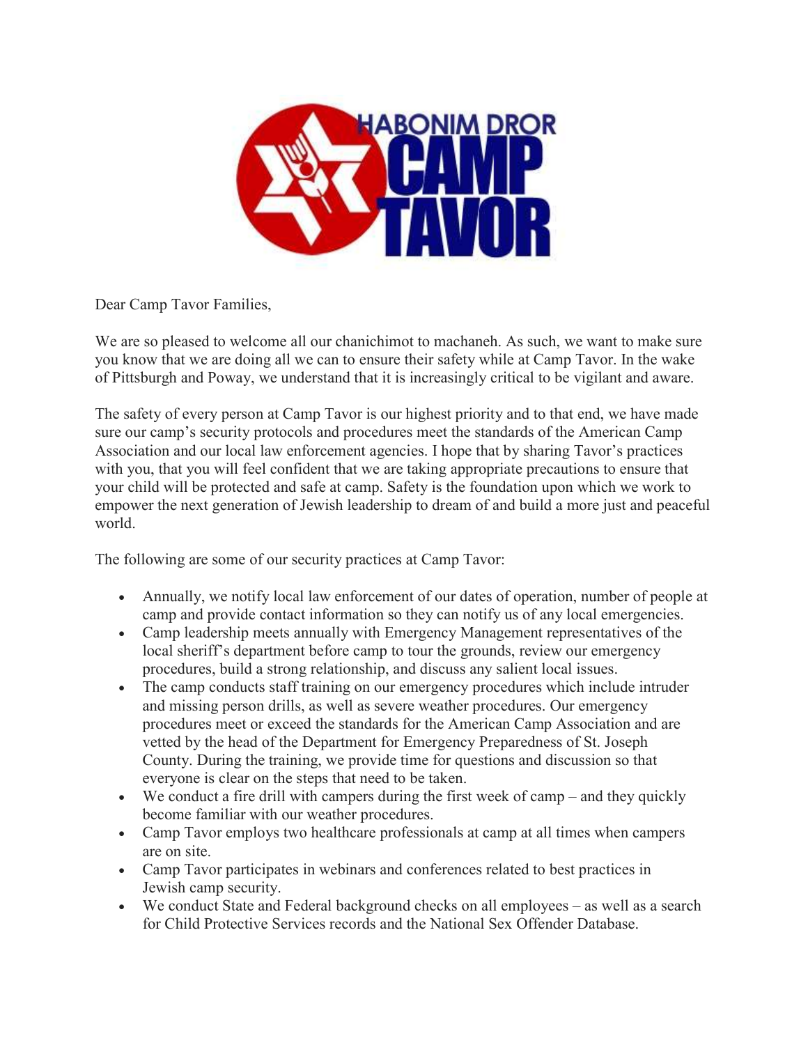HABONIM DROR CAMP TAVOR

Dear Camp Tavor Families,

We are so pleased to welcome all our chanichimot to machaneh. As such, we want to make sure you know that we are doing all we can to ensure their safety while at Camp Tavor. In the wake of Pittsburgh and Poway, we understand that it is increasingly critical to be vigilant and aware.

The safety of every person at Camp Tavor is our highest priority and to that end, we have made sure our camp's security protocols and procedures meet the standards of the American Camp Association and our local law enforcement agencies. I hope that by sharing Tavor's practices with you, that you will feel confident that we are taking appropriate precautions to ensure that your child will be protected and safe at camp. Safety is the foundation upon which we work to empower the next generation of Jewish leadership to dream of and build a more just and peaceful world.

The following are some of our security practices at Camp Tavor:

- Annually, we notify local law enforcement of our dates of operation, number of people at camp and provide contact information so they can notify us of any local emergencies.
- Camp leadership meets annually with Emergency Management representatives of the local sheriff's department before camp to tour the grounds, review our emergency procedures, build a strong relationship, and discuss any salient local issues.
- The camp conducts staff training on our emergency procedures which include intruder and missing person drills, as well as severe weather procedures. Our emergency procedures meet or exceed the standards for the American Camp Association and are vetted by the head of the Department for Emergency Preparedness of St. Joseph County. During the training, we provide time for questions and discussion so that everyone is clear on the steps that need to be taken.
- We conduct a fire drill with campers during the first week of camp – and they quickly become familiar with our weather procedures.
- Camp Tavor employs two healthcare professionals at camp at all times when campers are on site.
- Camp Tavor participates in webinars and conferences related to best practices in Jewish camp security.
- We conduct State and Federal background checks on all employees – as well as a search for Child Protective Services records and the National Sex Offender Database.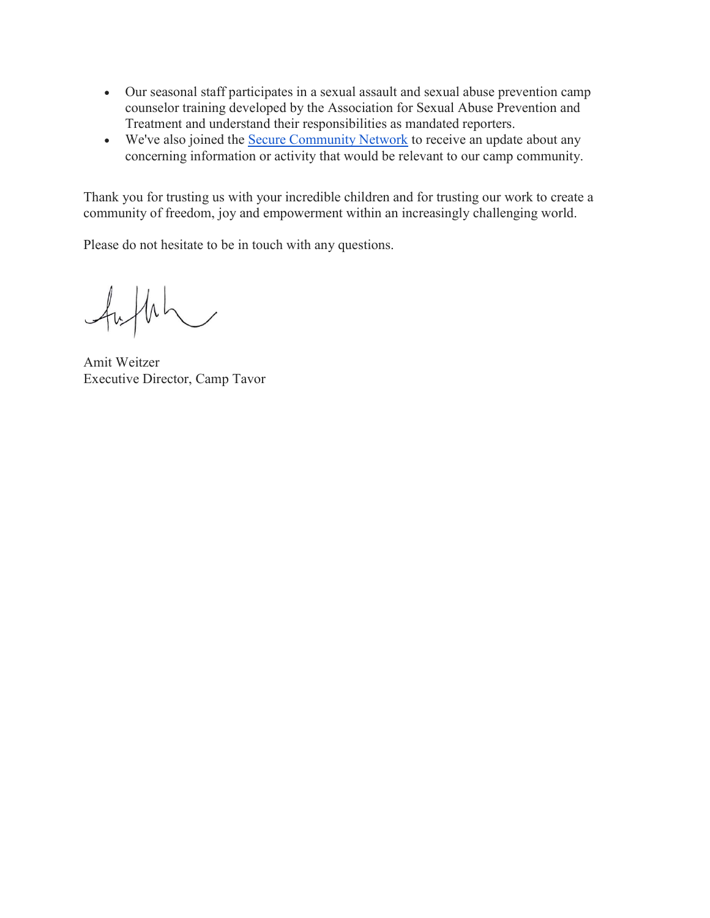- Our seasonal staff participates in a sexual assault and sexual abuse prevention camp counselor training developed by the Association for Sexual Abuse Prevention and Treatment and understand their responsibilities as mandated reporters.
- We've also joined the [Secure Community Network]() to receive an update about any concerning information or activity that would be relevant to our camp community.

Thank you for trusting us with your incredible children and for trusting our work to create a community of freedom, joy and empowerment within an increasingly challenging world.

Please do not hesitate to be in touch with any questions.

Amit Weitzer
Executive Director, Camp Tavor